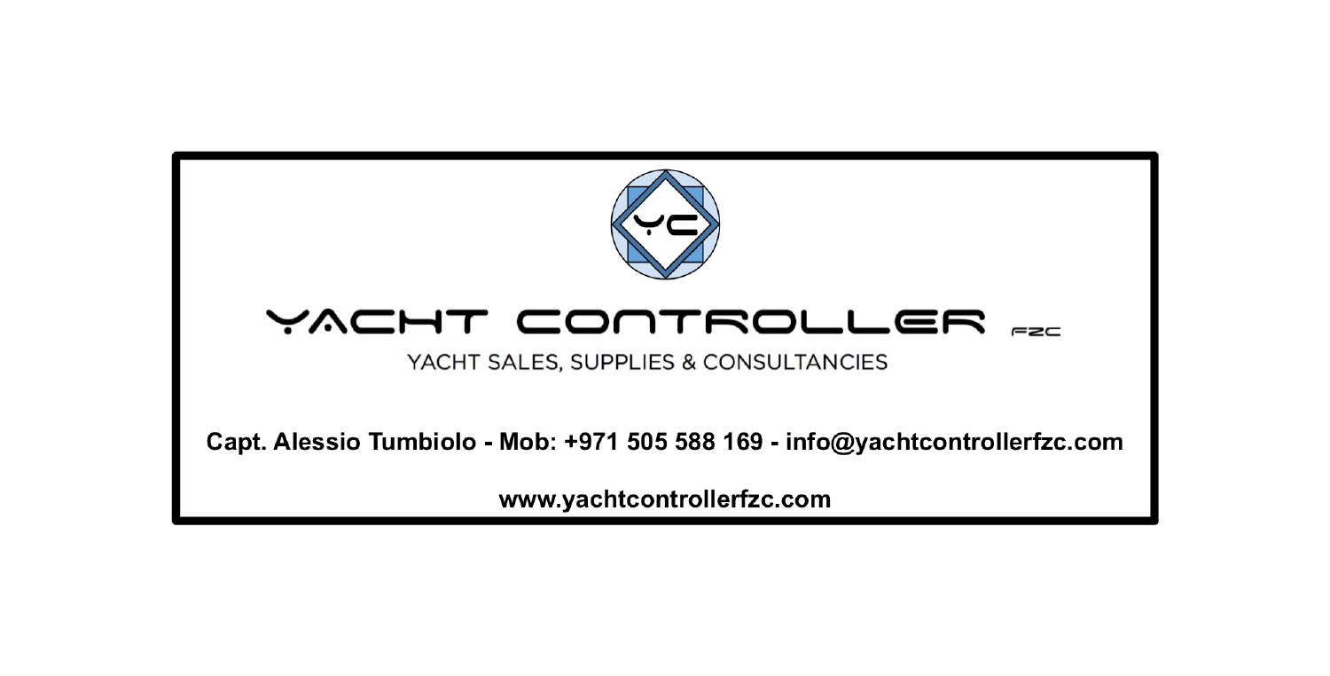# YACHT CONTROLLER FZC

YACHT SALES, SUPPLIES & CONSULTANCIES

**Capt. Alessio Tumbiolo - Mob: +971 505 588 169 - info@yachtcontrollerfzc.com**

**www.yachtcontrollerfzc.com**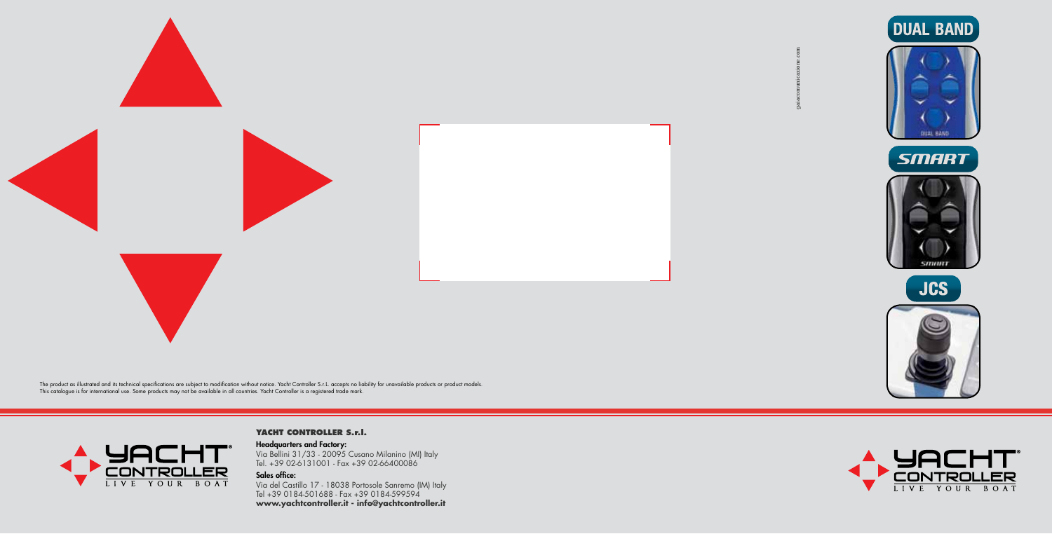DUAL BAND

SMART

JCS

gaiacomunicazione.com

The product as illustrated and its technical specifications are subject to modification without notice. Yacht Controller S.r.L. accepts no liability for unavailable products or product models. This catalogue is for international use. Some products may not be available in all countries. Yacht Controller is a registered trade mark.

YACHT CONTROLLER LIVE YOUR BOAT

**YACHT CONTROLLER S.r.l.**

**Headquarters and Factory:**
Via Bellini 31/33 - 20095 Cusano Milanino (MI) Italy
Tel. +39 02-6131001 - Fax +39 02-66400086

**Sales office:**
Via del Castillo 17 - 18038 Portosole Sanremo (IM) Italy
Tel +39 0184-501688 - Fax +39 0184-599594
**www.yachtcontroller.it - info@yachtcontroller.it**

YACHT CONTROLLER LIVE YOUR BOAT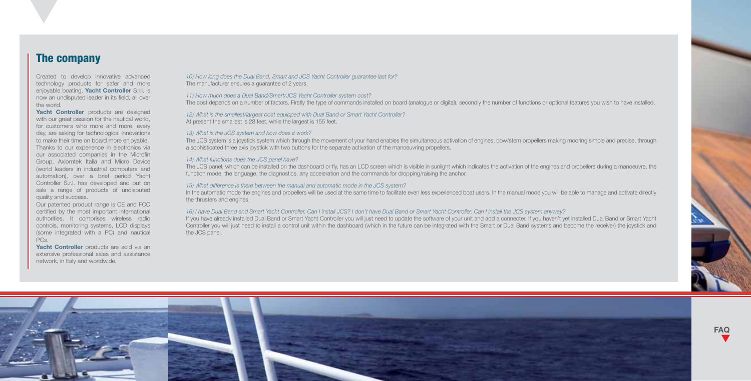## The company

Created to develop innovative advanced technology products for safer and more enjoyable boating, **Yacht Controller** S.r.l. is now an undisputed leader in its field, all over the world.

**Yacht Controller** products are designed with our great passion for the nautical world, for customers who more and more, every day, are asking for technological innovations to make their time on board more enjoyable. Thanks to our experience in electronics via our associated companies in the Microfin Group, Axiomtek Italia and Micro Device (world leaders in industrial computers and automation), over a brief period Yacht Controller S.r.l. has developed and put on sale a range of products of undisputed quality and success.

Our patented product range is CE and FCC certified by the most important international authorities. It comprises wireless radio controls, monitoring systems, LCD displays (some integrated with a PC) and nautical PCs.

**Yacht Controller** products are sold via an extensive professional sales and assistance network, in Italy and worldwide.

*10) How long does the Dual Band, Smart and JCS Yacht Controller guarantee last for?*
The manufacturer ensures a guarantee of 2 years.

*11) How much does a Dual Band/Smart/JCS Yacht Controller system cost?*
The cost depends on a number of factors. Firstly the type of commands installed on board (analogue or digital), secondly the number of functions or optional features you wish to have installed.

*12) What is the smallest/largest boat equipped with Dual Band or Smart Yacht Controller?*
At present the smallest is 28 feet, while the largest is 155 feet.

*13) What is the JCS system and how does it work?*
The JCS system is a joystick system which through the movement of your hand enables the simultaneous activation of engines, bow/stern propellers making mooring simple and precise, through a sophisticated three axis joystick with two buttons for the separate activation of the manoeuvring propellers.

*14) What functions does the JCS panel have?*
The JCS panel, which can be installed on the dashboard or fly, has an LCD screen which is visible in sunlight which indicates the activation of the engines and propellers during a manoeuvre, the function mode, the language, the diagnostics, any acceleration and the commands for dropping/raising the anchor.

*15) What difference is there between the manual and automatic mode in the JCS system?*
In the automatic mode the engines and propellers will be used at the same time to facilitate even less experienced boat users. In the manual mode you will be able to manage and activate directly the thrusters and engines.

*16) I have Dual Band and Smart Yacht Controller. Can I install JCS? I don't have Dual Band or Smart Yacht Controller. Can I install the JCS system anyway?*
If you have already installed Dual Band or Smart Yacht Controller you will just need to update the software of your unit and add a connecter. If you haven't yet installed Dual Band or Smart Yacht Controller you will just need to install a control unit within the dashboard (which in the future can be integrated with the Smart or Dual Band systems and become the receiver) the joystick and the JCS panel.

**FAQ**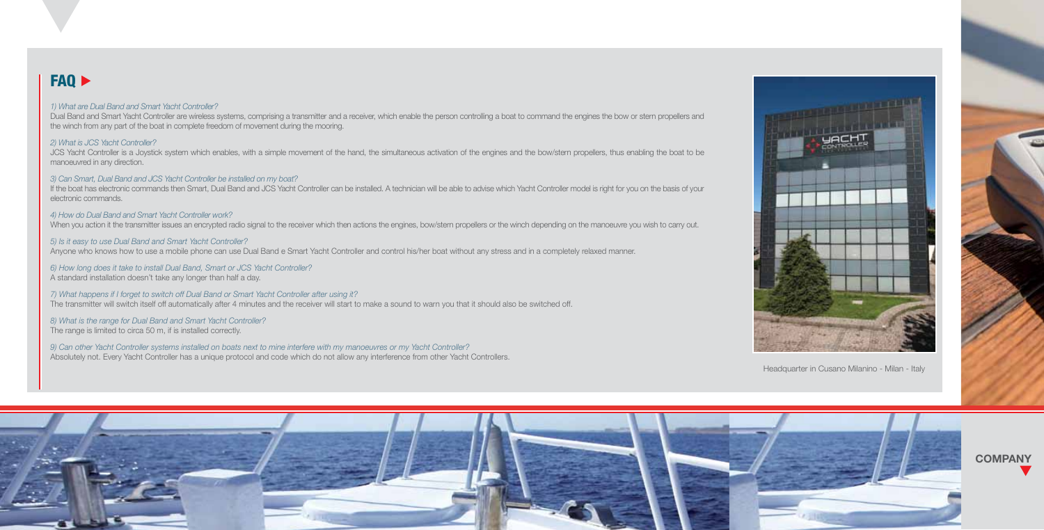## FAQ ▶

*1) What are Dual Band and Smart Yacht Controller?*

Dual Band and Smart Yacht Controller are wireless systems, comprising a transmitter and a receiver, which enable the person controlling a boat to command the engines the bow or stern propellers and the winch from any part of the boat in complete freedom of movement during the mooring.

*2) What is JCS Yacht Controller?*

JCS Yacht Controller is a Joystick system which enables, with a simple movement of the hand, the simultaneous activation of the engines and the bow/stern propellers, thus enabling the boat to be manoeuvred in any direction.

*3) Can Smart, Dual Band and JCS Yacht Controller be installed on my boat?*

If the boat has electronic commands then Smart, Dual Band and JCS Yacht Controller can be installed. A technician will be able to advise which Yacht Controller model is right for you on the basis of your electronic commands.

*4) How do Dual Band and Smart Yacht Controller work?*

When you action it the transmitter issues an encrypted radio signal to the receiver which then actions the engines, bow/stern propellers or the winch depending on the manoeuvre you wish to carry out.

*5) Is it easy to use Dual Band and Smart Yacht Controller?*

Anyone who knows how to use a mobile phone can use Dual Band e Smart Yacht Controller and control his/her boat without any stress and in a completely relaxed manner.

*6) How long does it take to install Dual Band, Smart or JCS Yacht Controller?*

A standard installation doesn't take any longer than half a day.

*7) What happens if I forget to switch off Dual Band or Smart Yacht Controller after using it?*

The transmitter will switch itself off automatically after 4 minutes and the receiver will start to make a sound to warn you that it should also be switched off.

*8) What is the range for Dual Band and Smart Yacht Controller?*

The range is limited to circa 50 m, if is installed correctly.

*9) Can other Yacht Controller systems installed on boats next to mine interfere with my manoeuvres or my Yacht Controller?*

Absolutely not. Every Yacht Controller has a unique protocol and code which do not allow any interference from other Yacht Controllers.

Headquarter in Cusano Milanino - Milan - Italy

COMPANY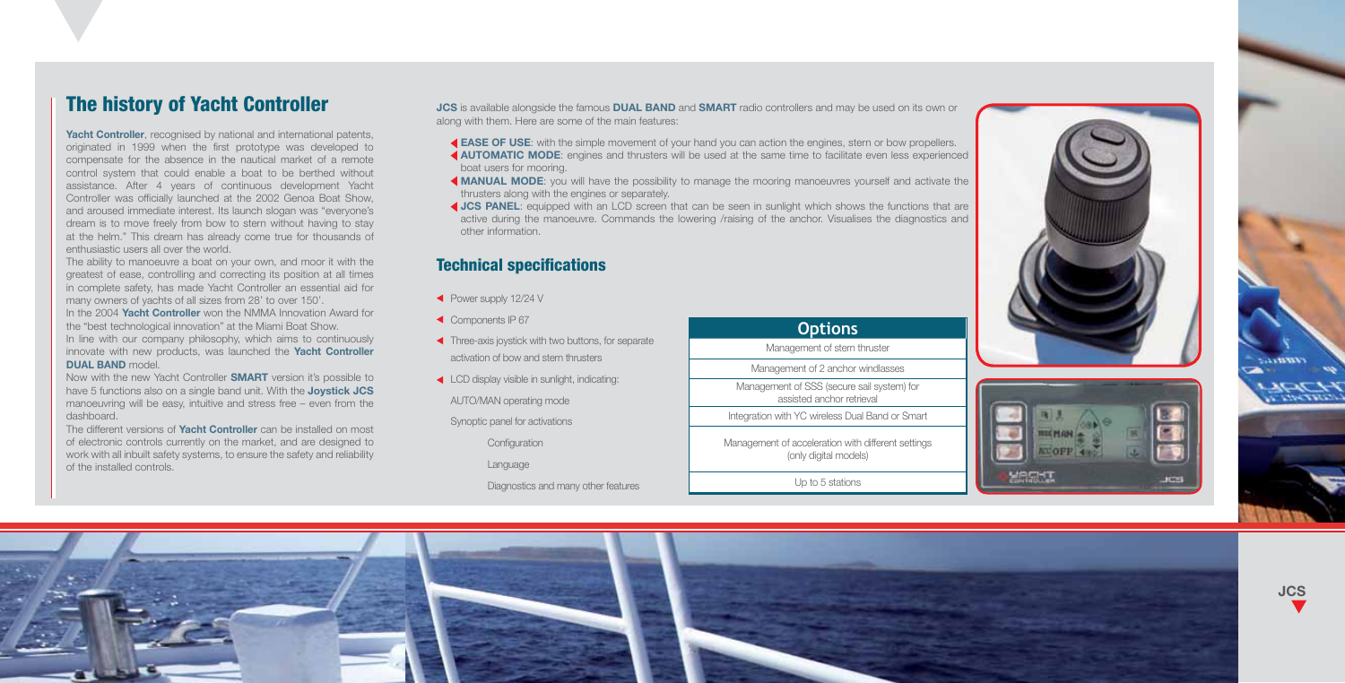## The history of Yacht Controller

**Yacht Controller**, recognised by national and international patents, originated in 1999 when the first prototype was developed to compensate for the absence in the nautical market of a remote control system that could enable a boat to be berthed without assistance. After 4 years of continuous development Yacht Controller was officially launched at the 2002 Genoa Boat Show, and aroused immediate interest. Its launch slogan was "everyone's dream is to move freely from bow to stern without having to stay at the helm." This dream has already come true for thousands of enthusiastic users all over the world.

The ability to manoeuvre a boat on your own, and moor it with the greatest of ease, controlling and correcting its position at all times in complete safety, has made Yacht Controller an essential aid for many owners of yachts of all sizes from 28' to over 150'.

In the 2004 **Yacht Controller** won the NMMA Innovation Award for the "best technological innovation" at the Miami Boat Show.

In line with our company philosophy, which aims to continuously innovate with new products, was launched the **Yacht Controller DUAL BAND** model.

Now with the new Yacht Controller **SMART** version it's possible to have 5 functions also on a single band unit. With the **Joystick JCS** manoeuvring will be easy, intuitive and stress free – even from the dashboard.

The different versions of **Yacht Controller** can be installed on most of electronic controls currently on the market, and are designed to work with all inbuilt safety systems, to ensure the safety and reliability of the installed controls.

**JCS** is available alongside the famous **DUAL BAND** and **SMART** radio controllers and may be used on its own or along with them. Here are some of the main features:

- **EASE OF USE**: with the simple movement of your hand you can action the engines, stern or bow propellers.
- **AUTOMATIC MODE**: engines and thrusters will be used at the same time to facilitate even less experienced boat users for mooring.
- **MANUAL MODE**: you will have the possibility to manage the mooring manoeuvres yourself and activate the thrusters along with the engines or separately.
- **JCS PANEL**: equipped with an LCD screen that can be seen in sunlight which shows the functions that are active during the manoeuvre. Commands the lowering /raising of the anchor. Visualises the diagnostics and other information.

## Technical specifications

- Power supply 12/24 V
- Components IP 67
- Three-axis joystick with two buttons, for separate activation of bow and stern thrusters
- LCD display visible in sunlight, indicating:

  AUTO/MAN operating mode

  Synoptic panel for activations

  Configuration

  Language

  Diagnostics and many other features

| Options |
|---|
| Management of stern thruster |
| Management of 2 anchor windlasses |
| Management of SSS (secure sail system) for assisted anchor retrieval |
| Integration with YC wireless Dual Band or Smart |
| Management of acceleration with different settings (only digital models) |
| Up to 5 stations |

JCS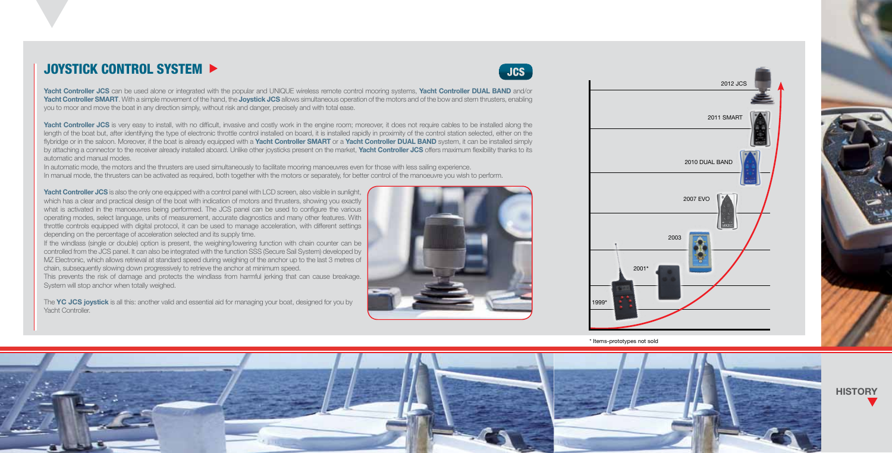## JOYSTICK CONTROL SYSTEM

JCS

**Yacht Controller JCS** can be used alone or integrated with the popular and UNIQUE wireless remote control mooring systems, **Yacht Controller DUAL BAND** and/or **Yacht Controller SMART**. With a simple movement of the hand, the **Joystick JCS** allows simultaneous operation of the motors and of the bow and stern thrusters, enabling you to moor and move the boat in any direction simply, without risk and danger, precisely and with total ease.

**Yacht Controller JCS** is very easy to install, with no difficult, invasive and costly work in the engine room; moreover, it does not require cables to be installed along the length of the boat but, after identifying the type of electronic throttle control installed on board, it is installed rapidly in proximity of the control station selected, either on the flybridge or in the saloon. Moreover, if the boat is already equipped with a **Yacht Controller SMART** or a **Yacht Controller DUAL BAND** system, it can be installed simply by attaching a connector to the receiver already installed aboard. Unlike other joysticks present on the market, **Yacht Controller JCS** offers maximum flexibility thanks to its automatic and manual modes.

In automatic mode, the motors and the thrusters are used simultaneously to facilitate mooring manoeuvres even for those with less sailing experience.
In manual mode, the thrusters can be activated as required, both together with the motors or separately, for better control of the manoeuvre you wish to perform.

**Yacht Controller JCS** is also the only one equipped with a control panel with LCD screen, also visible in sunlight, which has a clear and practical design of the boat with indication of motors and thrusters, showing you exactly what is activated in the manoeuvres being performed. The JCS panel can be used to configure the various operating modes, select language, units of measurement, accurate diagnostics and many other features. With throttle controls equipped with digital protocol, it can be used to manage acceleration, with different settings depending on the percentage of acceleration selected and its supply time.

If the windlass (single or double) option is present, the weighing/lowering function with chain counter can be controlled from the JCS panel. It can also be integrated with the function SSS (Secure Sail System) developed by MZ Electronic, which allows retrieval at standard speed during weighing of the anchor up to the last 3 metres of chain, subsequently slowing down progressively to retrieve the anchor at minimum speed.

This prevents the risk of damage and protects the windlass from harmful jerking that can cause breakage. System will stop anchor when totally weighed.

The **YC JCS joystick** is all this: another valid and essential aid for managing your boat, designed for you by Yacht Controller.

2012 JCS

2011 SMART

2010 DUAL BAND

2007 EVO

2003

2001*

1999*

\* Items-prototypes not sold

**HISTORY**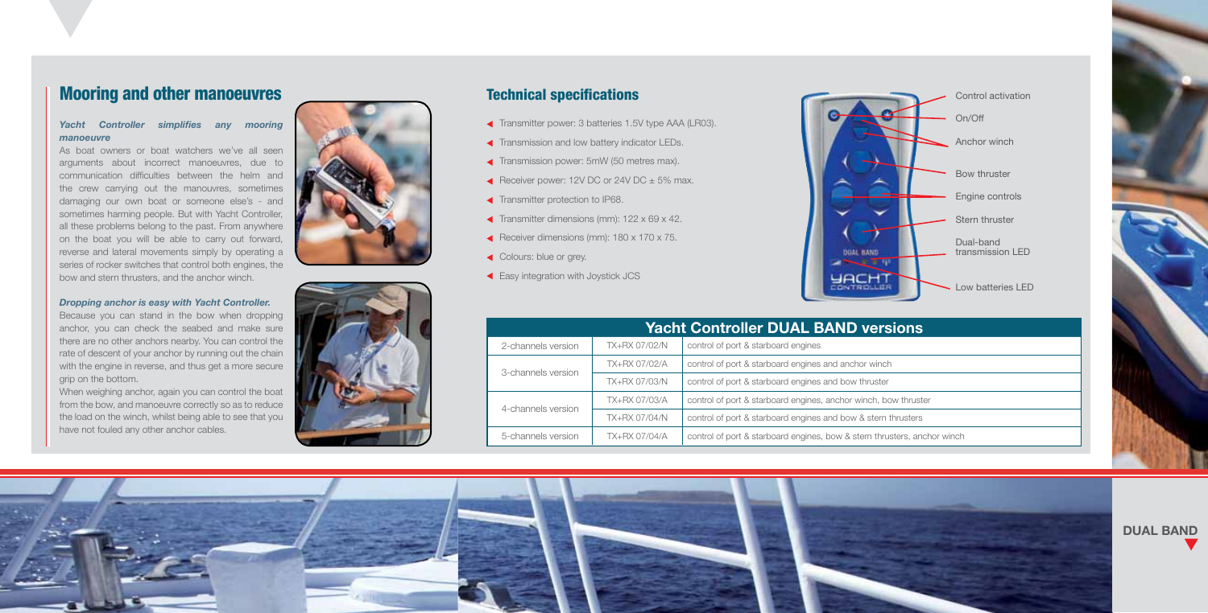## Mooring and other manoeuvres

***Yacht Controller simplifies any mooring manoeuvre***

As boat owners or boat watchers we've all seen arguments about incorrect manoeuvres, due to communication difficulties between the helm and the crew carrying out the manouvres, sometimes damaging our own boat or someone else's - and sometimes harming people. But with Yacht Controller, all these problems belong to the past. From anywhere on the boat you will be able to carry out forward, reverse and lateral movements simply by operating a series of rocker switches that control both engines, the bow and stern thrusters, and the anchor winch.

***Dropping anchor is easy with Yacht Controller.***

Because you can stand in the bow when dropping anchor, you can check the seabed and make sure there are no other anchors nearby. You can control the rate of descent of your anchor by running out the chain with the engine in reverse, and thus get a more secure grip on the bottom.

When weighing anchor, again you can control the boat from the bow, and manoeuvre correctly so as to reduce the load on the winch, whilst being able to see that you have not fouled any other anchor cables.

## Technical specifications

- Transmitter power: 3 batteries 1.5V type AAA (LR03).
- Transmission and low battery indicator LEDs.
- Transmission power: 5mW (50 metres max).
- Receiver power: 12V DC or 24V DC ± 5% max.
- Transmitter protection to IP68.
- Transmitter dimensions (mm): 122 x 69 x 42.
- Receiver dimensions (mm): 180 x 170 x 75.
- Colours: blue or grey.
- Easy integration with Joystick JCS

Control activation
On/Off
Anchor winch
Bow thruster
Engine controls
Stern thruster
Dual-band transmission LED
Low batteries LED

| Yacht Controller DUAL BAND versions | | |
|---|---|---|
| 2-channels version | TX+RX 07/02/N | control of port & starboard engines |
| 3-channels version | TX+RX 07/02/A | control of port & starboard engines and anchor winch |
| | TX+RX 07/03/N | control of port & starboard engines and bow thruster |
| 4-channels version | TX+RX 07/03/A | control of port & starboard engines, anchor winch, bow thruster |
| | TX+RX 07/04/N | control of port & starboard engines and bow & stern thrusters |
| 5-channels version | TX+RX 07/04/A | control of port & starboard engines, bow & stern thrusters, anchor winch |

**DUAL BAND**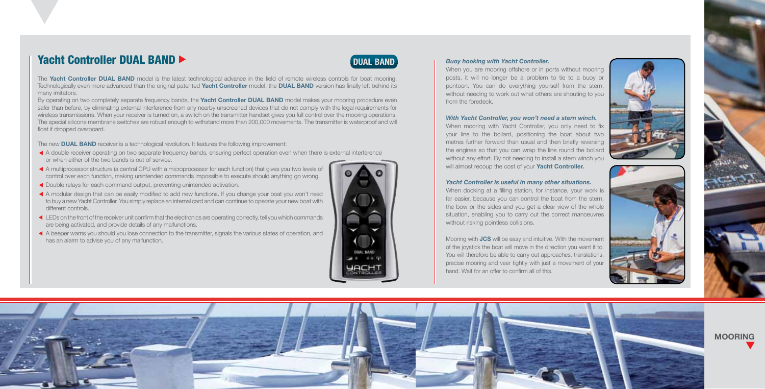## Yacht Controller DUAL BAND ▶

**DUAL BAND**

The **Yacht Controller DUAL BAND** model is the latest technological advance in the field of remote wireless controls for boat mooring. Technologically even more advanced than the original patented **Yacht Controller** model, the **DUAL BAND** version has finally left behind its many imitators.

By operating on two completely separate frequency bands, the **Yacht Controller DUAL BAND** model makes your mooring procedure even safer than before, by eliminating external interference from any nearby unscreened devices that do not comply with the legal requirements for wireless transmissions. When your receiver is turned on, a switch on the transmitter handset gives you full control over the mooring operations. The special silicone membrane switches are robust enough to withstand more than 200,000 movements. The transmitter is waterproof and will float if dropped overboard.

The new **DUAL BAND** receiver is a technological revolution. It features the following improvement:

- A double receiver operating on two separate frequency bands, ensuring perfect operation even when there is external interference or when either of the two bands is out of service.
- A multiprocessor structure (a central CPU with a microprocessor for each function) that gives you two levels of control over each function, making unintended commands impossible to execute should anything go wrong.
- Double relays for each command output, preventing unintended activation.
- A modular design that can be easily modified to add new functions. If you change your boat you won't need to buy a new Yacht Controller. You simply replace an internal card and can continue to operate your new boat with different controls.
- LEDs on the front of the receiver unit confirm that the electronics are operating correctly, tell you which commands are being activated, and provide details of any malfunctions.
- A beeper warns you should you lose connection to the transmitter, signals the various states of operation, and has an alarm to advise you of any malfunction.

### *Buoy hooking with Yacht Controller.*

When you are mooring offshore or in ports without mooring posts, it will no longer be a problem to tie to a buoy or pontoon. You can do everything yourself from the stern, without needing to work out what others are shouting to you from the foredeck.

### *With Yacht Controller, you won't need a stern winch.*

When mooring with Yacht Controller, you only need to fix your line to the bollard, positioning the boat about two metres further forward than usual and then briefly reversing the engines so that you can wrap the line round the bollard without any effort. By not needing to install a stern winch you will almost recoup the cost of your **Yacht Controller.**

### *Yacht Controller is useful in many other situations.*

When docking at a filling station, for instance, your work is far easier, because you can control the boat from the stern, the bow or the sides and you get a clear view of the whole situation, enabling you to carry out the correct manoeuvres without risking pointless collisions.

Mooring with **JCS** will be easy and intuitive. With the movement of the joystick the boat will move in the direction you want it to. You will therefore be able to carry out approaches, translations, precise mooring and veer tightly with just a movement of your hand. Wait for an offer to confirm all of this.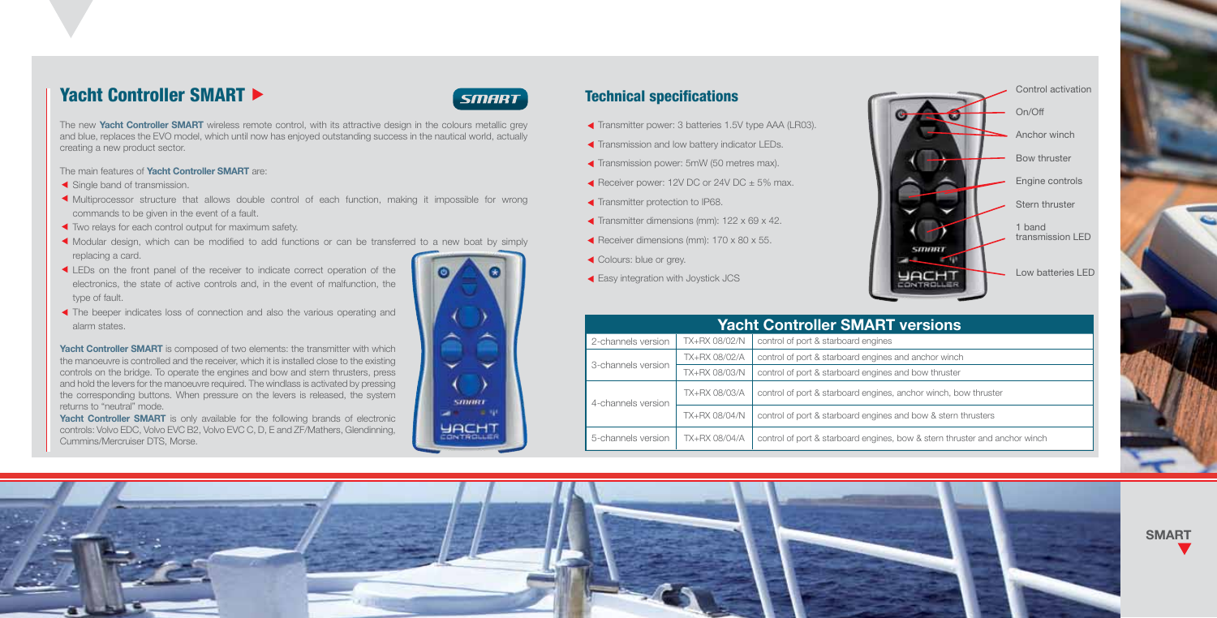## Yacht Controller SMART ▶

The new **Yacht Controller SMART** wireless remote control, with its attractive design in the colours metallic grey and blue, replaces the EVO model, which until now has enjoyed outstanding success in the nautical world, actually creating a new product sector.

The main features of **Yacht Controller SMART** are:

- Single band of transmission.
- Multiprocessor structure that allows double control of each function, making it impossible for wrong commands to be given in the event of a fault.
- Two relays for each control output for maximum safety.
- Modular design, which can be modified to add functions or can be transferred to a new boat by simply replacing a card.
- LEDs on the front panel of the receiver to indicate correct operation of the electronics, the state of active controls and, in the event of malfunction, the type of fault.
- The beeper indicates loss of connection and also the various operating and alarm states.

**Yacht Controller SMART** is composed of two elements: the transmitter with which the manoeuvre is controlled and the receiver, which it is installed close to the existing controls on the bridge. To operate the engines and bow and stern thrusters, press and hold the levers for the manoeuvre required. The windlass is activated by pressing the corresponding buttons. When pressure on the levers is released, the system returns to "neutral" mode.

**Yacht Controller SMART** is only available for the following brands of electronic controls: Volvo EDC, Volvo EVC B2, Volvo EVC C, D, E and ZF/Mathers, Glendinning, Cummins/Mercruiser DTS, Morse.

## Technical specifications

- Transmitter power: 3 batteries 1.5V type AAA (LR03).
- Transmission and low battery indicator LEDs.
- Transmission power: 5mW (50 metres max).
- Receiver power: 12V DC or 24V DC ± 5% max.
- Transmitter protection to IP68.
- Transmitter dimensions (mm): 122 x 69 x 42.
- Receiver dimensions (mm): 170 x 80 x 55.
- Colours: blue or grey.
- Easy integration with Joystick JCS

Control activation
On/Off
Anchor winch
Bow thruster
Engine controls
Stern thruster
1 band transmission LED
Low batteries LED

| Yacht Controller SMART versions | | |
|---|---|---|
| 2-channels version | TX+RX 08/02/N | control of port & starboard engines |
| 3-channels version | TX+RX 08/02/A | control of port & starboard engines and anchor winch |
| | TX+RX 08/03/N | control of port & starboard engines and bow thruster |
| 4-channels version | TX+RX 08/03/A | control of port & starboard engines, anchor winch, bow thruster |
| | TX+RX 08/04/N | control of port & starboard engines and bow & stern thrusters |
| 5-channels version | TX+RX 08/04/A | control of port & starboard engines, bow & stern thruster and anchor winch |